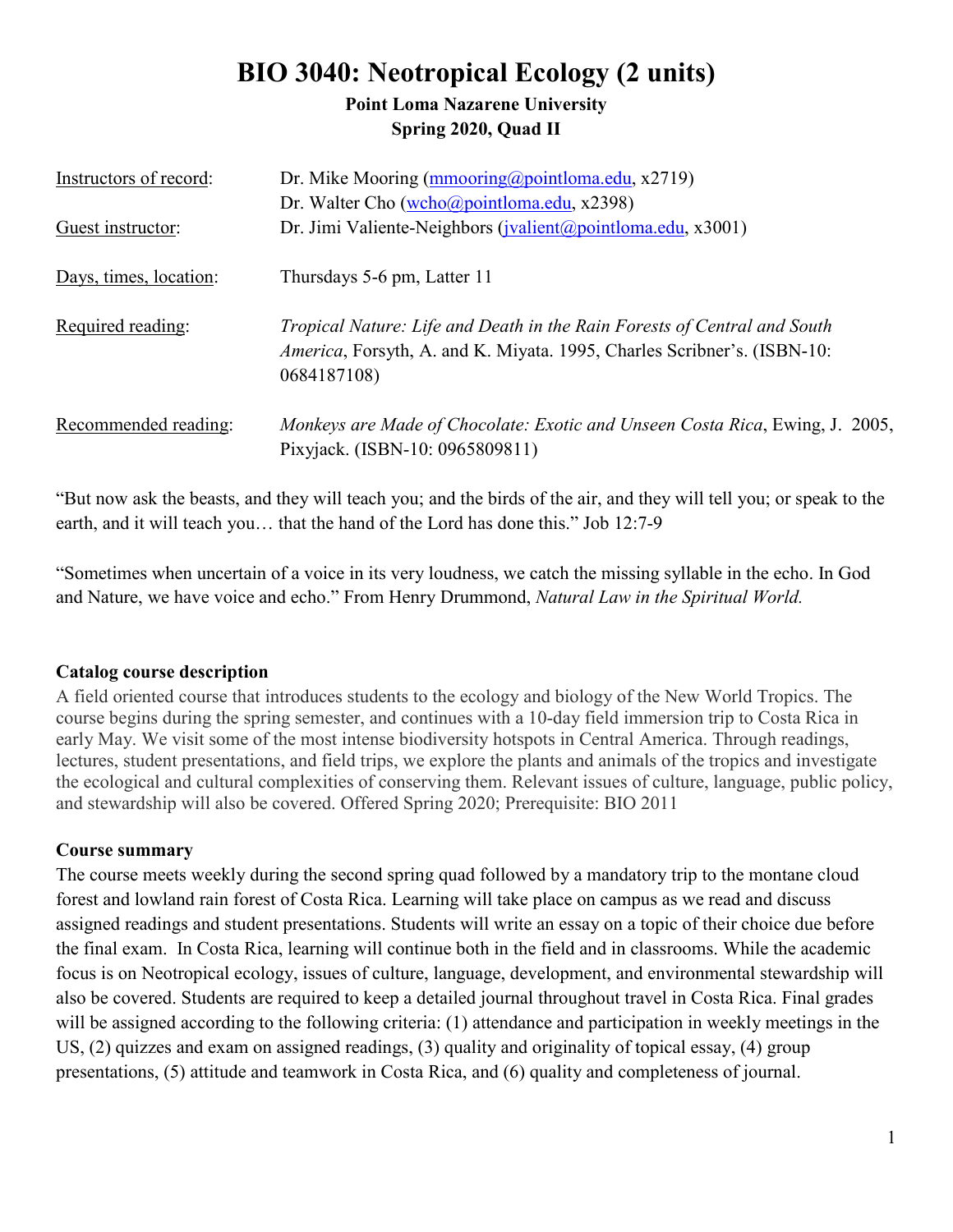# BIO 3040: Neotropical Ecology (2 units)

**Point Loma Nazarene University**
**Spring 2020, Quad II**

| | |
|---|---|
| Instructors of record: | Dr. Mike Mooring (mmooring@pointloma.edu, x2719) |
| | Dr. Walter Cho (wcho@pointloma.edu, x2398) |
| Guest instructor: | Dr. Jimi Valiente-Neighbors (jvalient@pointloma.edu, x3001) |
| Days, times, location: | Thursdays 5-6 pm, Latter 11 |
| Required reading: | *Tropical Nature: Life and Death in the Rain Forests of Central and South America*, Forsyth, A. and K. Miyata. 1995, Charles Scribner's. (ISBN-10: 0684187108) |
| Recommended reading: | *Monkeys are Made of Chocolate: Exotic and Unseen Costa Rica*, Ewing, J. 2005, Pixyjack. (ISBN-10: 0965809811) |

"But now ask the beasts, and they will teach you; and the birds of the air, and they will tell you; or speak to the earth, and it will teach you… that the hand of the Lord has done this." Job 12:7-9

"Sometimes when uncertain of a voice in its very loudness, we catch the missing syllable in the echo. In God and Nature, we have voice and echo." From Henry Drummond, *Natural Law in the Spiritual World.*

### Catalog course description

A field oriented course that introduces students to the ecology and biology of the New World Tropics. The course begins during the spring semester, and continues with a 10-day field immersion trip to Costa Rica in early May. We visit some of the most intense biodiversity hotspots in Central America. Through readings, lectures, student presentations, and field trips, we explore the plants and animals of the tropics and investigate the ecological and cultural complexities of conserving them. Relevant issues of culture, language, public policy, and stewardship will also be covered. Offered Spring 2020; Prerequisite: BIO 2011

### Course summary

The course meets weekly during the second spring quad followed by a mandatory trip to the montane cloud forest and lowland rain forest of Costa Rica. Learning will take place on campus as we read and discuss assigned readings and student presentations. Students will write an essay on a topic of their choice due before the final exam. In Costa Rica, learning will continue both in the field and in classrooms. While the academic focus is on Neotropical ecology, issues of culture, language, development, and environmental stewardship will also be covered. Students are required to keep a detailed journal throughout travel in Costa Rica. Final grades will be assigned according to the following criteria: (1) attendance and participation in weekly meetings in the US, (2) quizzes and exam on assigned readings, (3) quality and originality of topical essay, (4) group presentations, (5) attitude and teamwork in Costa Rica, and (6) quality and completeness of journal.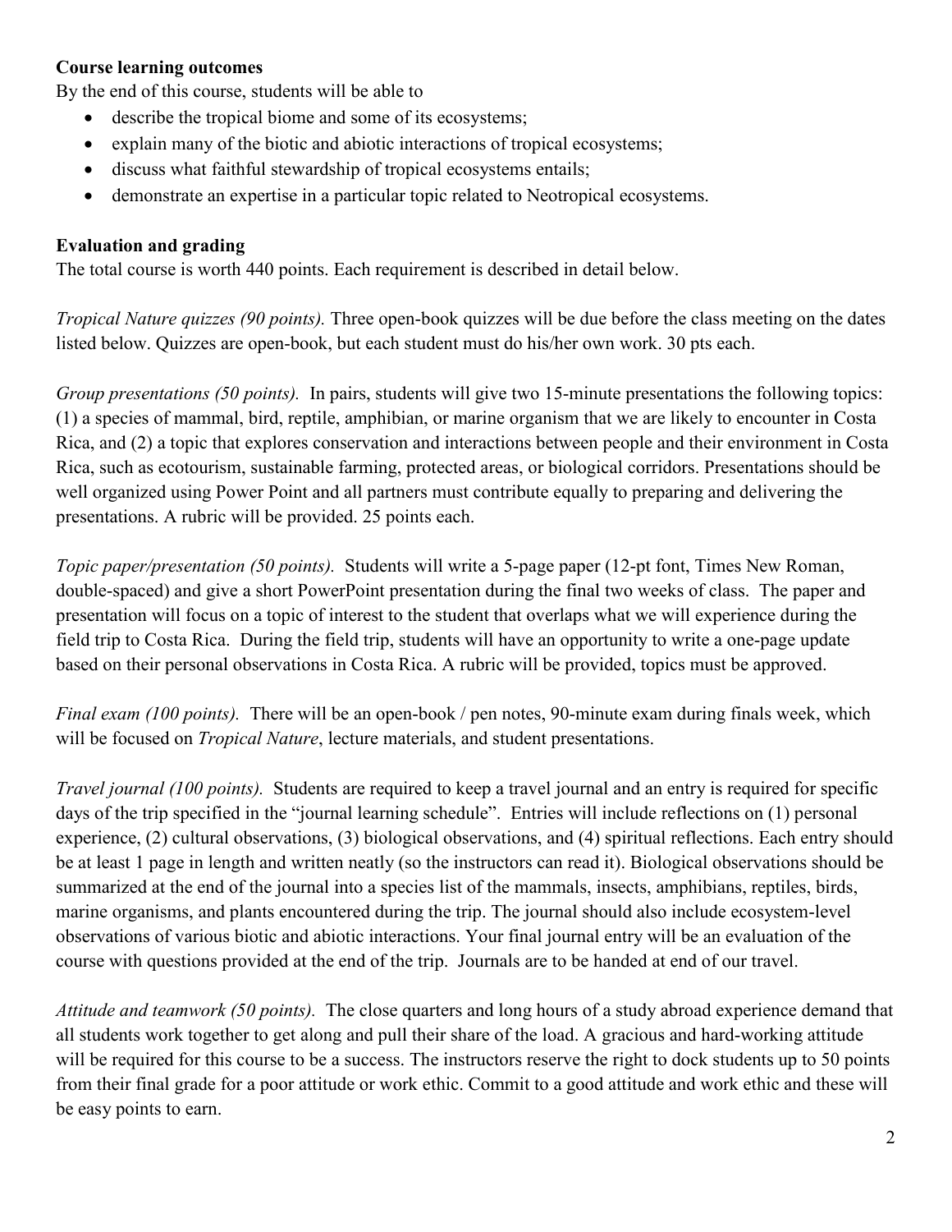**Course learning outcomes**

By the end of this course, students will be able to

- describe the tropical biome and some of its ecosystems;
- explain many of the biotic and abiotic interactions of tropical ecosystems;
- discuss what faithful stewardship of tropical ecosystems entails;
- demonstrate an expertise in a particular topic related to Neotropical ecosystems.

**Evaluation and grading**

The total course is worth 440 points. Each requirement is described in detail below.

*Tropical Nature quizzes (90 points).* Three open-book quizzes will be due before the class meeting on the dates listed below. Quizzes are open-book, but each student must do his/her own work. 30 pts each.

*Group presentations (50 points).* In pairs, students will give two 15-minute presentations the following topics: (1) a species of mammal, bird, reptile, amphibian, or marine organism that we are likely to encounter in Costa Rica, and (2) a topic that explores conservation and interactions between people and their environment in Costa Rica, such as ecotourism, sustainable farming, protected areas, or biological corridors. Presentations should be well organized using Power Point and all partners must contribute equally to preparing and delivering the presentations. A rubric will be provided. 25 points each.

*Topic paper/presentation (50 points).* Students will write a 5-page paper (12-pt font, Times New Roman, double-spaced) and give a short PowerPoint presentation during the final two weeks of class. The paper and presentation will focus on a topic of interest to the student that overlaps what we will experience during the field trip to Costa Rica. During the field trip, students will have an opportunity to write a one-page update based on their personal observations in Costa Rica. A rubric will be provided, topics must be approved.

*Final exam (100 points).* There will be an open-book / pen notes, 90-minute exam during finals week, which will be focused on *Tropical Nature*, lecture materials, and student presentations.

*Travel journal (100 points).* Students are required to keep a travel journal and an entry is required for specific days of the trip specified in the "journal learning schedule". Entries will include reflections on (1) personal experience, (2) cultural observations, (3) biological observations, and (4) spiritual reflections. Each entry should be at least 1 page in length and written neatly (so the instructors can read it). Biological observations should be summarized at the end of the journal into a species list of the mammals, insects, amphibians, reptiles, birds, marine organisms, and plants encountered during the trip. The journal should also include ecosystem-level observations of various biotic and abiotic interactions. Your final journal entry will be an evaluation of the course with questions provided at the end of the trip. Journals are to be handed at end of our travel.

*Attitude and teamwork (50 points).* The close quarters and long hours of a study abroad experience demand that all students work together to get along and pull their share of the load. A gracious and hard-working attitude will be required for this course to be a success. The instructors reserve the right to dock students up to 50 points from their final grade for a poor attitude or work ethic. Commit to a good attitude and work ethic and these will be easy points to earn.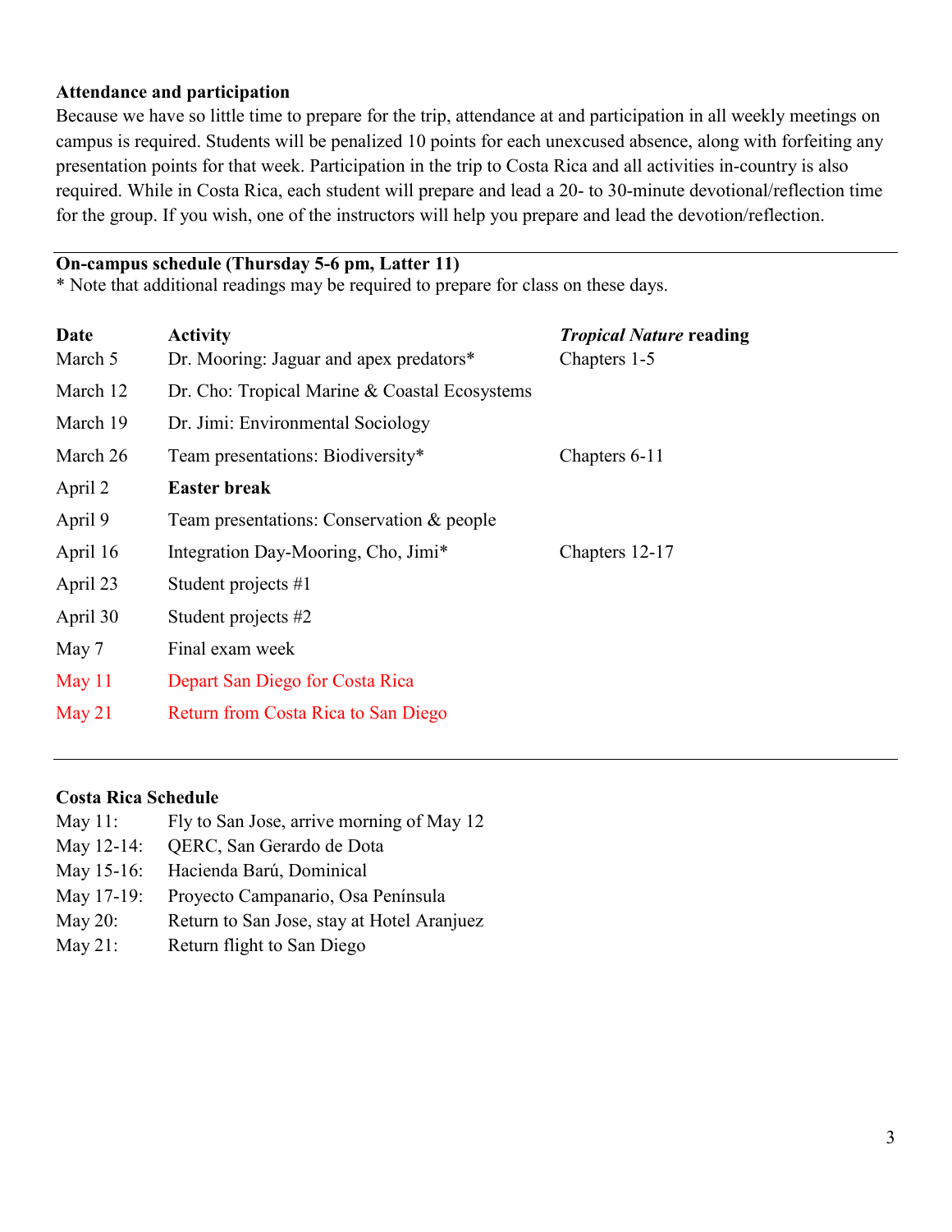**Attendance and participation**

Because we have so little time to prepare for the trip, attendance at and participation in all weekly meetings on campus is required. Students will be penalized 10 points for each unexcused absence, along with forfeiting any presentation points for that week. Participation in the trip to Costa Rica and all activities in-country is also required. While in Costa Rica, each student will prepare and lead a 20- to 30-minute devotional/reflection time for the group. If you wish, one of the instructors will help you prepare and lead the devotion/reflection.

---

**On-campus schedule (Thursday 5-6 pm, Latter 11)**

* Note that additional readings may be required to prepare for class on these days.

| Date | Activity | *Tropical Nature* reading |
|---|---|---|
| March 5 | Dr. Mooring: Jaguar and apex predators* | Chapters 1-5 |
| March 12 | Dr. Cho: Tropical Marine & Coastal Ecosystems | |
| March 19 | Dr. Jimi: Environmental Sociology | |
| March 26 | Team presentations: Biodiversity* | Chapters 6-11 |
| April 2 | **Easter break** | |
| April 9 | Team presentations: Conservation & people | |
| April 16 | Integration Day-Mooring, Cho, Jimi* | Chapters 12-17 |
| April 23 | Student projects #1 | |
| April 30 | Student projects #2 | |
| May 7 | Final exam week | |
| May 11 | Depart San Diego for Costa Rica | |
| May 21 | Return from Costa Rica to San Diego | |

---

**Costa Rica Schedule**

| | |
|---|---|
| May 11: | Fly to San Jose, arrive morning of May 12 |
| May 12-14: | QERC, San Gerardo de Dota |
| May 15-16: | Hacienda Barú, Dominical |
| May 17-19: | Proyecto Campanario, Osa Península |
| May 20: | Return to San Jose, stay at Hotel Aranjuez |
| May 21: | Return flight to San Diego |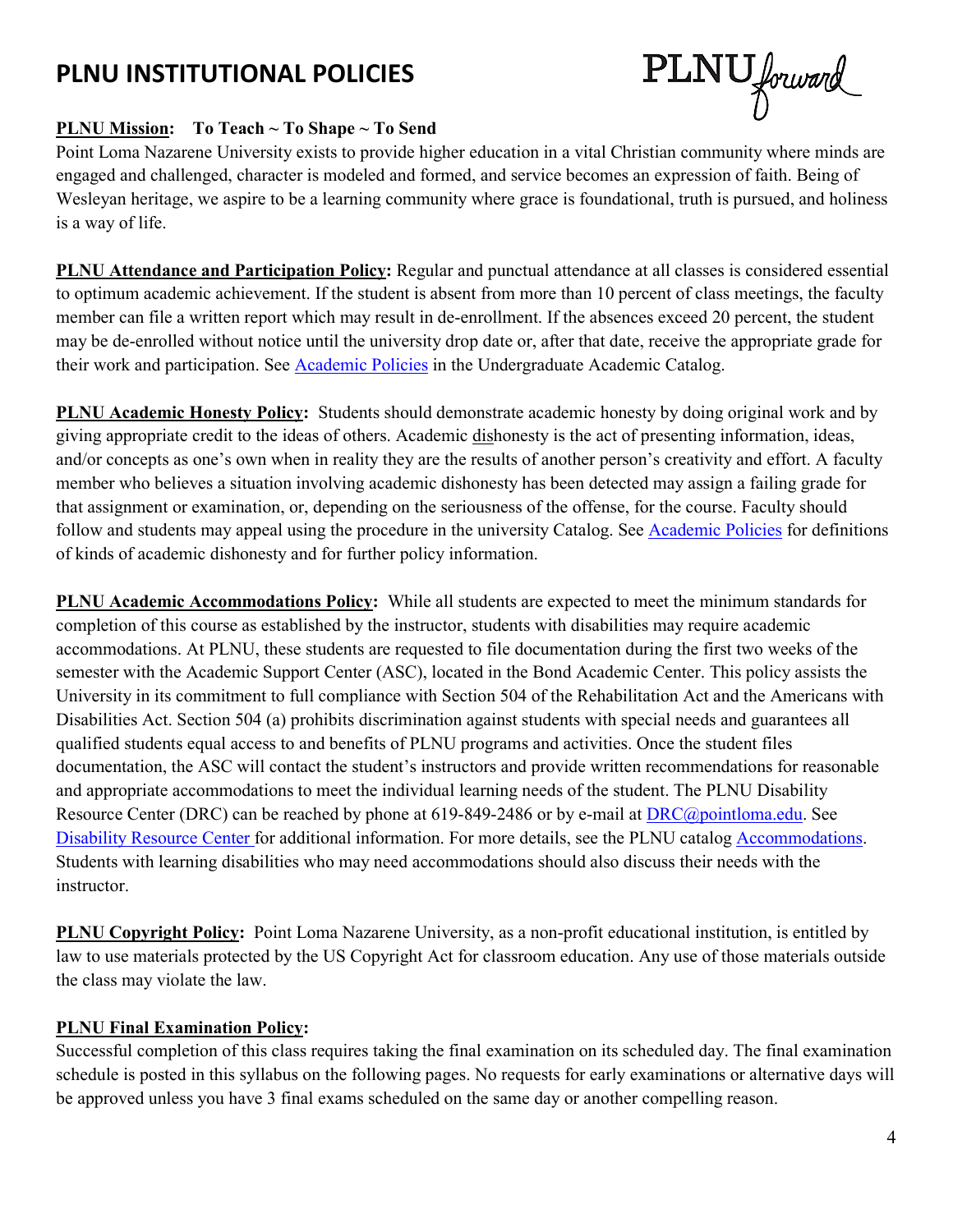# PLNU INSTITUTIONAL POLICIES

PLNU forward

**PLNU Mission: To Teach ~ To Shape ~ To Send**

Point Loma Nazarene University exists to provide higher education in a vital Christian community where minds are engaged and challenged, character is modeled and formed, and service becomes an expression of faith. Being of Wesleyan heritage, we aspire to be a learning community where grace is foundational, truth is pursued, and holiness is a way of life.

**PLNU Attendance and Participation Policy:** Regular and punctual attendance at all classes is considered essential to optimum academic achievement. If the student is absent from more than 10 percent of class meetings, the faculty member can file a written report which may result in de-enrollment. If the absences exceed 20 percent, the student may be de-enrolled without notice until the university drop date or, after that date, receive the appropriate grade for their work and participation. See [Academic Policies] in the Undergraduate Academic Catalog.

**PLNU Academic Honesty Policy:** Students should demonstrate academic honesty by doing original work and by giving appropriate credit to the ideas of others. Academic dishonesty is the act of presenting information, ideas, and/or concepts as one's own when in reality they are the results of another person's creativity and effort. A faculty member who believes a situation involving academic dishonesty has been detected may assign a failing grade for that assignment or examination, or, depending on the seriousness of the offense, for the course. Faculty should follow and students may appeal using the procedure in the university Catalog. See [Academic Policies] for definitions of kinds of academic dishonesty and for further policy information.

**PLNU Academic Accommodations Policy:** While all students are expected to meet the minimum standards for completion of this course as established by the instructor, students with disabilities may require academic accommodations. At PLNU, these students are requested to file documentation during the first two weeks of the semester with the Academic Support Center (ASC), located in the Bond Academic Center. This policy assists the University in its commitment to full compliance with Section 504 of the Rehabilitation Act and the Americans with Disabilities Act. Section 504 (a) prohibits discrimination against students with special needs and guarantees all qualified students equal access to and benefits of PLNU programs and activities. Once the student files documentation, the ASC will contact the student's instructors and provide written recommendations for reasonable and appropriate accommodations to meet the individual learning needs of the student. The PLNU Disability Resource Center (DRC) can be reached by phone at 619-849-2486 or by e-mail at DRC@pointloma.edu. See [Disability Resource Center] for additional information. For more details, see the PLNU catalog [Accommodations]. Students with learning disabilities who may need accommodations should also discuss their needs with the instructor.

**PLNU Copyright Policy:** Point Loma Nazarene University, as a non-profit educational institution, is entitled by law to use materials protected by the US Copyright Act for classroom education. Any use of those materials outside the class may violate the law.

**PLNU Final Examination Policy:**

Successful completion of this class requires taking the final examination on its scheduled day. The final examination schedule is posted in this syllabus on the following pages. No requests for early examinations or alternative days will be approved unless you have 3 final exams scheduled on the same day or another compelling reason.